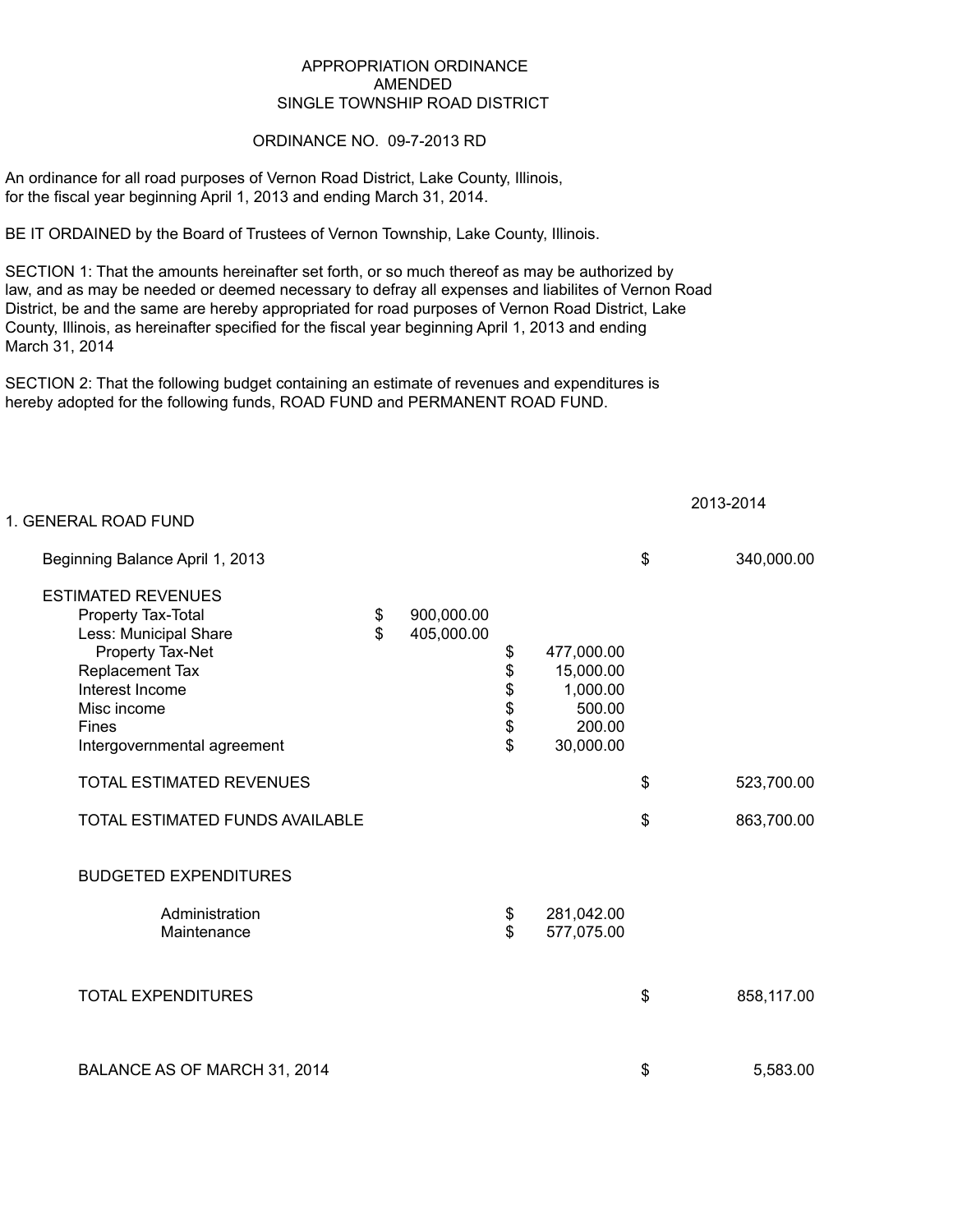# APPROPRIATION ORDINANCE
## AMENDED
## SINGLE TOWNSHIP ROAD DISTRICT

ORDINANCE NO. 09-7-2013 RD

An ordinance for all road purposes of Vernon Road District, Lake County, Illinois, for the fiscal year beginning April 1, 2013 and ending March 31, 2014.

BE IT ORDAINED by the Board of Trustees of Vernon Township, Lake County, Illinois.

SECTION 1: That the amounts hereinafter set forth, or so much thereof as may be authorized by law, and as may be needed or deemed necessary to defray all expenses and liabilites of Vernon Road District, be and the same are hereby appropriated for road purposes of Vernon Road District, Lake County, Illinois, as hereinafter specified for the fiscal year beginning April 1, 2013 and ending March 31, 2014

SECTION 2: That the following budget containing an estimate of revenues and expenditures is hereby adopted for the following funds, ROAD FUND and PERMANENT ROAD FUND.

| 1. GENERAL ROAD FUND | | | 2013-2014 |
|---|---|---|---|
| Beginning Balance April 1, 2013 | | | $ 340,000.00 |
| ESTIMATED REVENUES | | | |
| Property Tax-Total | $ 900,000.00 | | |
| Less: Municipal Share | $ 405,000.00 | | |
| Property Tax-Net | | $ 477,000.00 | |
| Replacement Tax | | $ 15,000.00 | |
| Interest Income | | $ 1,000.00 | |
| Misc income | | $ 500.00 | |
| Fines | | $ 200.00 | |
| Intergovernmental agreement | | $ 30,000.00 | |
| TOTAL ESTIMATED REVENUES | | | $ 523,700.00 |
| TOTAL ESTIMATED FUNDS AVAILABLE | | | $ 863,700.00 |
| BUDGETED EXPENDITURES | | | |
| Administration | | $ 281,042.00 | |
| Maintenance | | $ 577,075.00 | |
| TOTAL EXPENDITURES | | | $ 858,117.00 |
| BALANCE AS OF MARCH 31, 2014 | | | $ 5,583.00 |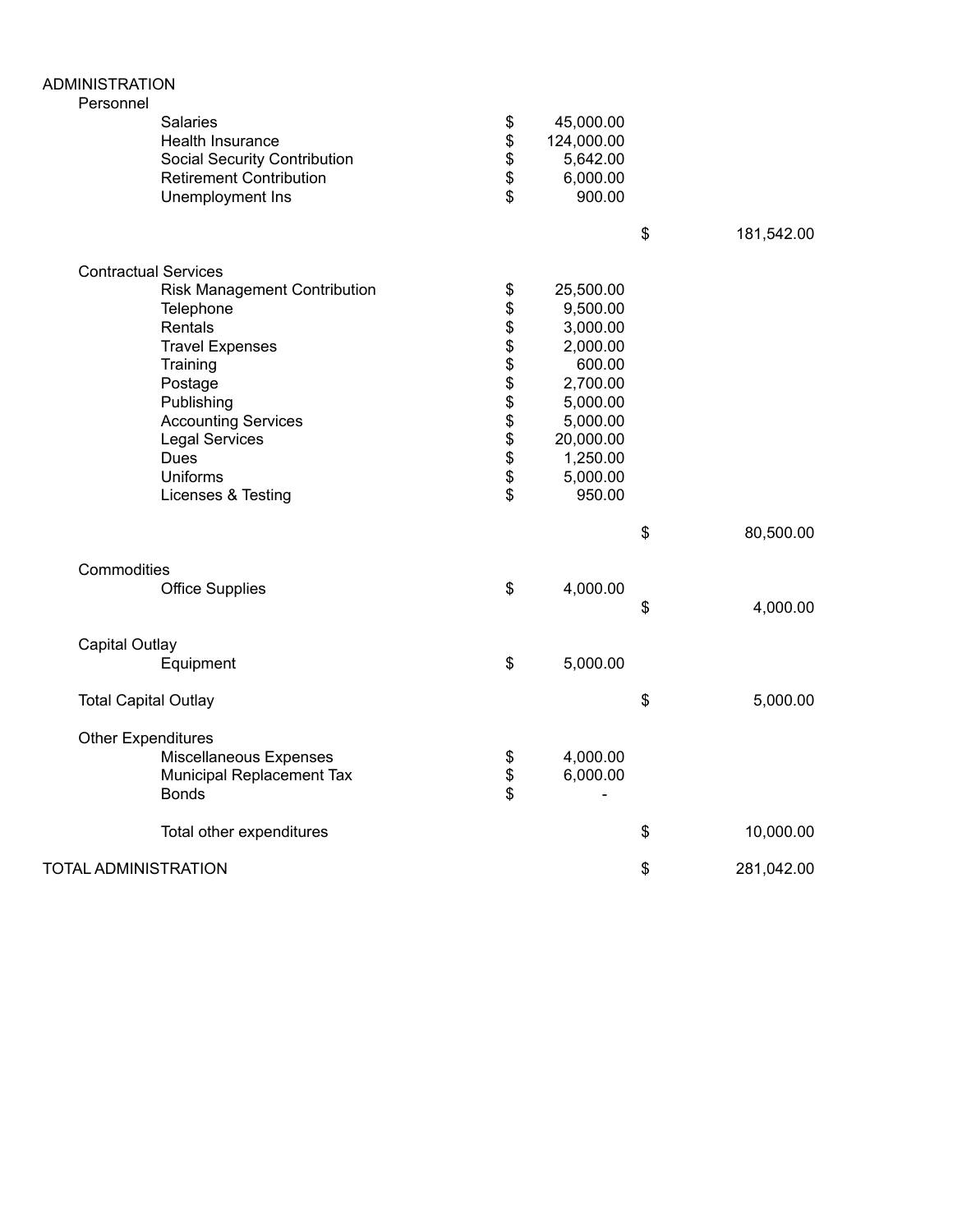# ADMINISTRATION

| | Item | Amount | Total |
|---|---|---|---|
| **Personnel** | | | |
| | Salaries | $ 45,000.00 | |
| | Health Insurance | $ 124,000.00 | |
| | Social Security Contribution | $ 5,642.00 | |
| | Retirement Contribution | $ 6,000.00 | |
| | Unemployment Ins | $ 900.00 | |
| | | | $ 181,542.00 |
| **Contractual Services** | | | |
| | Risk Management Contribution | $ 25,500.00 | |
| | Telephone | $ 9,500.00 | |
| | Rentals | $ 3,000.00 | |
| | Travel Expenses | $ 2,000.00 | |
| | Training | $ 600.00 | |
| | Postage | $ 2,700.00 | |
| | Publishing | $ 5,000.00 | |
| | Accounting Services | $ 5,000.00 | |
| | Legal Services | $ 20,000.00 | |
| | Dues | $ 1,250.00 | |
| | Uniforms | $ 5,000.00 | |
| | Licenses & Testing | $ 950.00 | |
| | | | $ 80,500.00 |
| **Commodities** | | | |
| | Office Supplies | $ 4,000.00 | |
| | | | $ 4,000.00 |
| **Capital Outlay** | | | |
| | Equipment | $ 5,000.00 | |
| Total Capital Outlay | | | $ 5,000.00 |
| **Other Expenditures** | | | |
| | Miscellaneous Expenses | $ 4,000.00 | |
| | Municipal Replacement Tax | $ 6,000.00 | |
| | Bonds | $ - | |
| | Total other expenditures | | $ 10,000.00 |
| **TOTAL ADMINISTRATION** | | | $ 281,042.00 |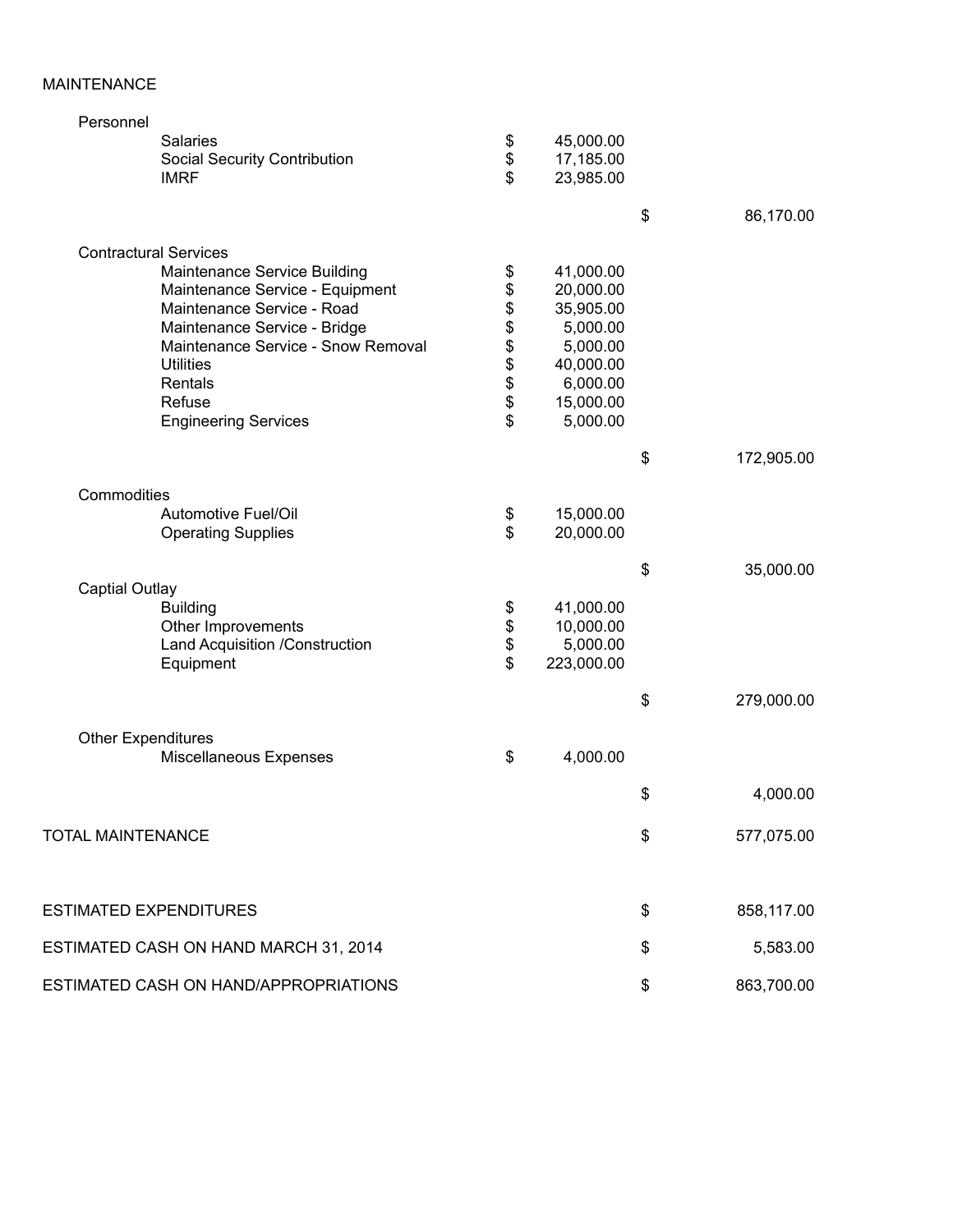MAINTENANCE

| | | |
|---|---|---|
| **Personnel** | | |
| Salaries | $ 45,000.00 | |
| Social Security Contribution | $ 17,185.00 | |
| IMRF | $ 23,985.00 | |
| | | $ 86,170.00 |
| **Contractural Services** | | |
| Maintenance Service Building | $ 41,000.00 | |
| Maintenance Service - Equipment | $ 20,000.00 | |
| Maintenance Service - Road | $ 35,905.00 | |
| Maintenance Service - Bridge | $ 5,000.00 | |
| Maintenance Service - Snow Removal | $ 5,000.00 | |
| Utilities | $ 40,000.00 | |
| Rentals | $ 6,000.00 | |
| Refuse | $ 15,000.00 | |
| Engineering Services | $ 5,000.00 | |
| | | $ 172,905.00 |
| **Commodities** | | |
| Automotive Fuel/Oil | $ 15,000.00 | |
| Operating Supplies | $ 20,000.00 | |
| | | $ 35,000.00 |
| **Captial Outlay** | | |
| Building | $ 41,000.00 | |
| Other Improvements | $ 10,000.00 | |
| Land Acquisition /Construction | $ 5,000.00 | |
| Equipment | $ 223,000.00 | |
| | | $ 279,000.00 |
| **Other Expenditures** | | |
| Miscellaneous Expenses | $ 4,000.00 | |
| | | $ 4,000.00 |
| **TOTAL MAINTENANCE** | | $ 577,075.00 |
| | | |
| **ESTIMATED EXPENDITURES** | | $ 858,117.00 |
| **ESTIMATED CASH ON HAND MARCH 31, 2014** | | $ 5,583.00 |
| **ESTIMATED CASH ON HAND/APPROPRIATIONS** | | $ 863,700.00 |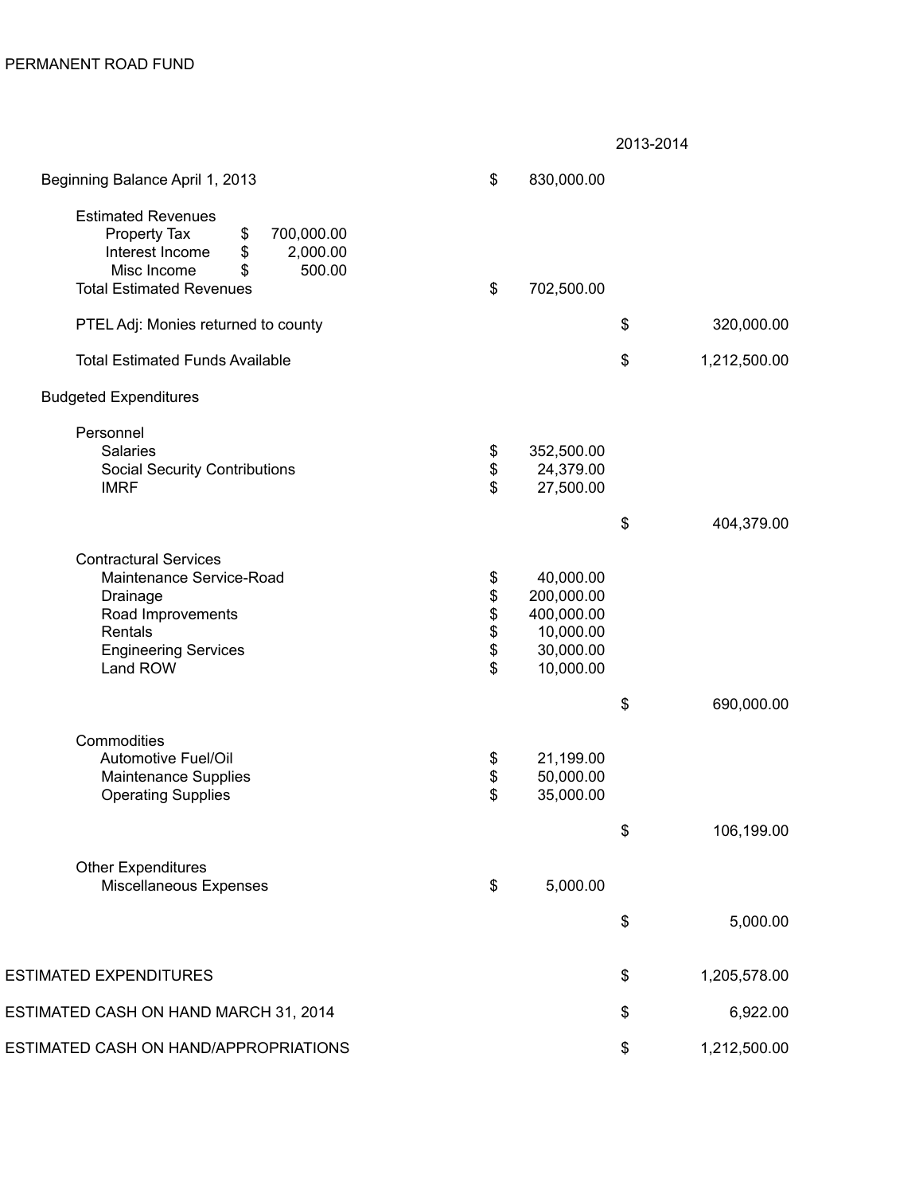PERMANENT ROAD FUND

| | | | 2013-2014 |
|---|---|---|---|
| Beginning Balance April 1, 2013 | | $ 830,000.00 | |
| Estimated Revenues | | | |
| Property Tax | $ 700,000.00 | | |
| Interest Income | $ 2,000.00 | | |
| Misc Income | $ 500.00 | | |
| Total Estimated Revenues | | $ 702,500.00 | |
| PTEL Adj: Monies returned to county | | | $ 320,000.00 |
| Total Estimated Funds Available | | | $ 1,212,500.00 |
| Budgeted Expenditures | | | |
| Personnel | | | |
| Salaries | | $ 352,500.00 | |
| Social Security Contributions | | $ 24,379.00 | |
| IMRF | | $ 27,500.00 | |
| | | | $ 404,379.00 |
| Contractural Services | | | |
| Maintenance Service-Road | | $ 40,000.00 | |
| Drainage | | $ 200,000.00 | |
| Road Improvements | | $ 400,000.00 | |
| Rentals | | $ 10,000.00 | |
| Engineering Services | | $ 30,000.00 | |
| Land ROW | | $ 10,000.00 | |
| | | | $ 690,000.00 |
| Commodities | | | |
| Automotive Fuel/Oil | | $ 21,199.00 | |
| Maintenance Supplies | | $ 50,000.00 | |
| Operating Supplies | | $ 35,000.00 | |
| | | | $ 106,199.00 |
| Other Expenditures | | | |
| Miscellaneous Expenses | | $ 5,000.00 | |
| | | | $ 5,000.00 |
| ESTIMATED EXPENDITURES | | | $ 1,205,578.00 |
| ESTIMATED CASH ON HAND MARCH 31, 2014 | | | $ 6,922.00 |
| ESTIMATED CASH ON HAND/APPROPRIATIONS | | | $ 1,212,500.00 |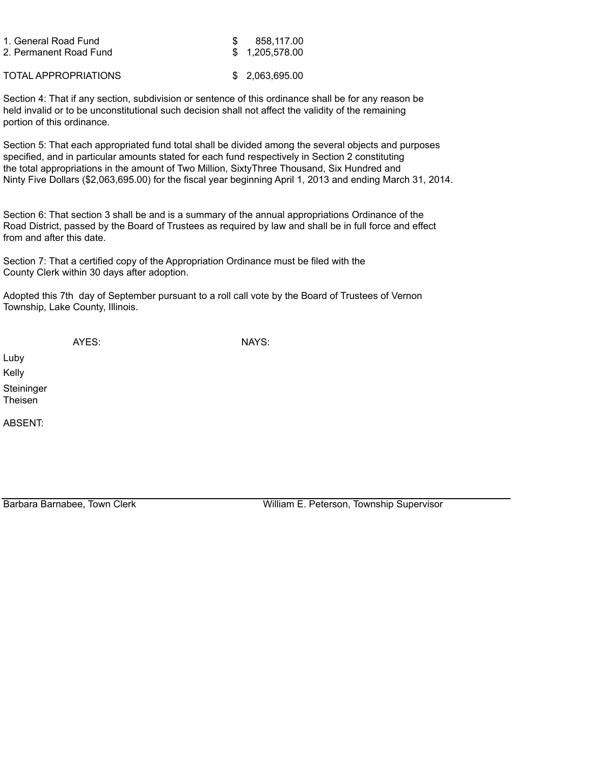| | | |
|---|---|---|
| 1. General Road Fund | $ | 858,117.00 |
| 2. Permanent Road Fund | $ | 1,205,578.00 |
| | | |
| TOTAL APPROPRIATIONS | $ | 2,063,695.00 |

Section 4: That if any section, subdivision or sentence of this ordinance shall be for any reason be held invalid or to be unconstitutional such decision shall not affect the validity of the remaining portion of this ordinance.

Section 5: That each appropriated fund total shall be divided among the several objects and purposes specified, and in particular amounts stated for each fund respectively in Section 2 constituting the total appropriations in the amount of Two Million, SixtyThree Thousand, Six Hundred and Ninty Five Dollars ($2,063,695.00) for the fiscal year beginning April 1, 2013 and ending March 31, 2014.

Section 6: That section 3 shall be and is a summary of the annual appropriations Ordinance of the Road District, passed by the Board of Trustees as required by law and shall be in full force and effect from and after this date.

Section 7: That a certified copy of the Appropriation Ordinance must be filed with the County Clerk within 30 days after adoption.

Adopted this 7th day of September pursuant to a roll call vote by the Board of Trustees of Vernon Township, Lake County, Illinois.

AYES: NAYS:

Luby

Kelly

Steininger

Theisen

ABSENT:

Barbara Barnabee, Town Clerk

William E. Peterson, Township Supervisor